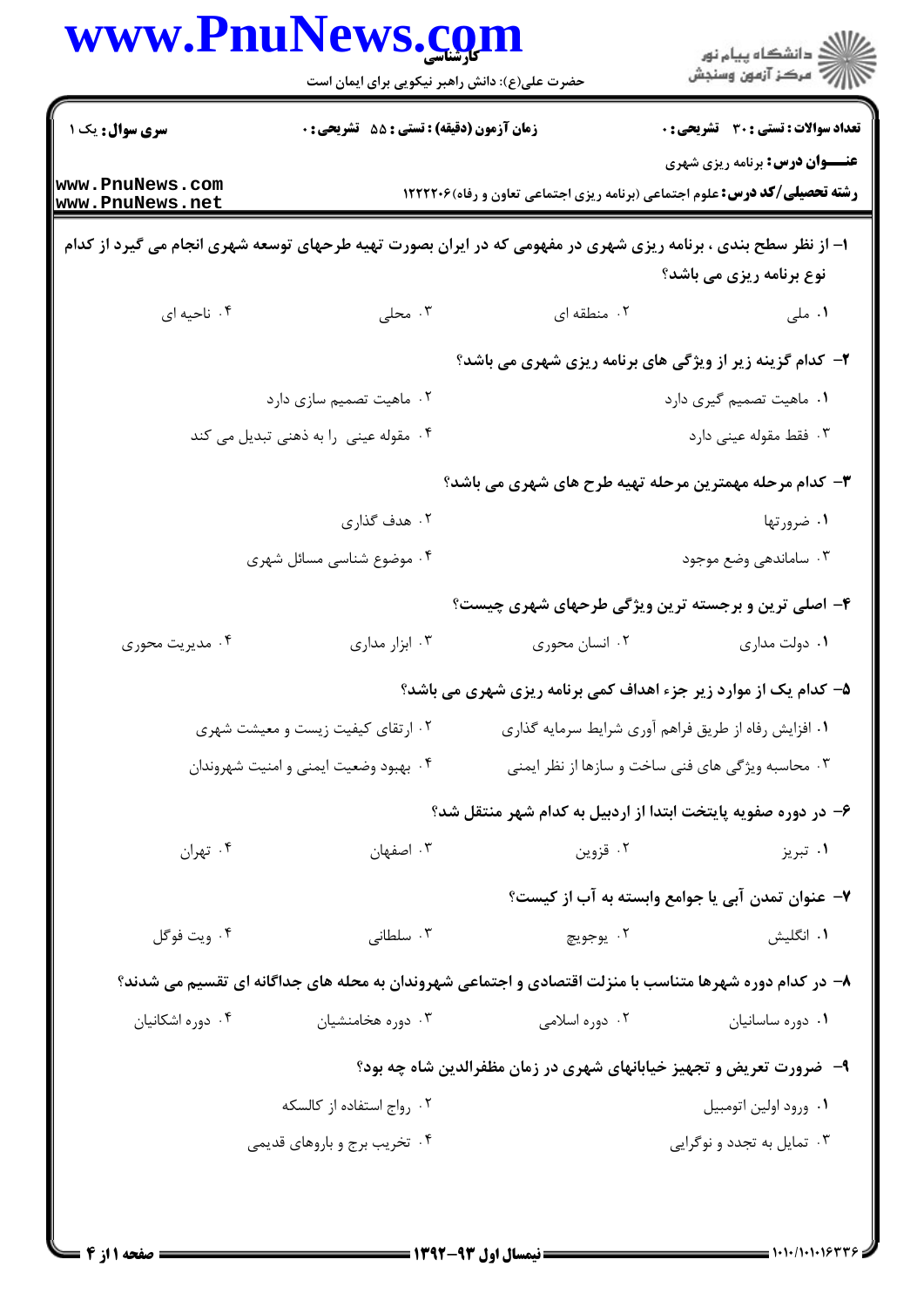**سری سوال:** یک ۱

**زمان آزمون (دقیقه) : تستی : ۵۵ تشریحی : ۰**

**تعداد سوالات : تستی : ۳۰ تشریحی : ۰**

**عنـــوان درس:** برنامه ریزی شهری

**رشته تحصیلی/کد درس:** علوم اجتماعی (برنامه ریزی اجتماعی تعاون و رفاه)۱۲۲۲۲۰۶

**۱-** از نظر سطح بندی ، برنامه ریزی شهری در مفهومی که در ایران بصورت تهیه طرحهای توسعه شهری انجام می گیرد از کدام نوع برنامه ریزی می باشد؟

۱. ملی
۲. منطقه ای
۳. محلی
۴. ناحیه ای

**۲-** کدام گزینه زیر از ویژگی های برنامه ریزی شهری می باشد؟

۱. ماهیت تصمیم گیری دارد
۲. ماهیت تصمیم سازی دارد
۳. فقط مقوله عینی دارد
۴. مقوله عینی را به ذهنی تبدیل می کند

**۳-** کدام مرحله مهمترین مرحله تهیه طرح های شهری می باشد؟

۱. ضرورتها
۲. هدف گذاری
۳. ساماندهی وضع موجود
۴. موضوع شناسی مسائل شهری

**۴-** اصلی ترین و برجسته ترین ویژگی طرحهای شهری چیست؟

۱. دولت مداری
۲. انسان محوری
۳. ابزار مداری
۴. مدیریت محوری

**۵-** کدام یک از موارد زیر جزء اهداف کمی برنامه ریزی شهری می باشد؟

۱. افزایش رفاه از طریق فراهم آوری شرایط سرمایه گذاری
۲. ارتقای کیفیت زیست و معیشت شهری
۳. محاسبه ویژگی های فنی ساخت و سازها از نظر ایمنی
۴. بهبود وضعیت ایمنی و امنیت شهروندان

**۶-** در دوره صفویه پایتخت ابتدا از اردبیل به کدام شهر منتقل شد؟

۱. تبریز
۲. قزوین
۳. اصفهان
۴. تهران

**۷-** عنوان تمدن آبی یا جوامع وابسته به آب از کیست؟

۱. انگلیش
۲. یوجویچ
۳. سلطانی
۴. ویت فوگل

**۸-** در کدام دوره شهرها متناسب با منزلت اقتصادی و اجتماعی شهروندان به محله های جداگانه ای تقسیم می شدند؟

۱. دوره ساسانیان
۲. دوره اسلامی
۳. دوره هخامنشیان
۴. دوره اشکانیان

**۹-** ضرورت تعریض و تجهیز خیابانهای شهری در زمان مظفرالدین شاه چه بود؟

۱. ورود اولین اتومبیل
۲. رواج استفاده از کالسکه
۳. تمایل به تجدد و نوگرایی
۴. تخریب برج و باروهای قدیمی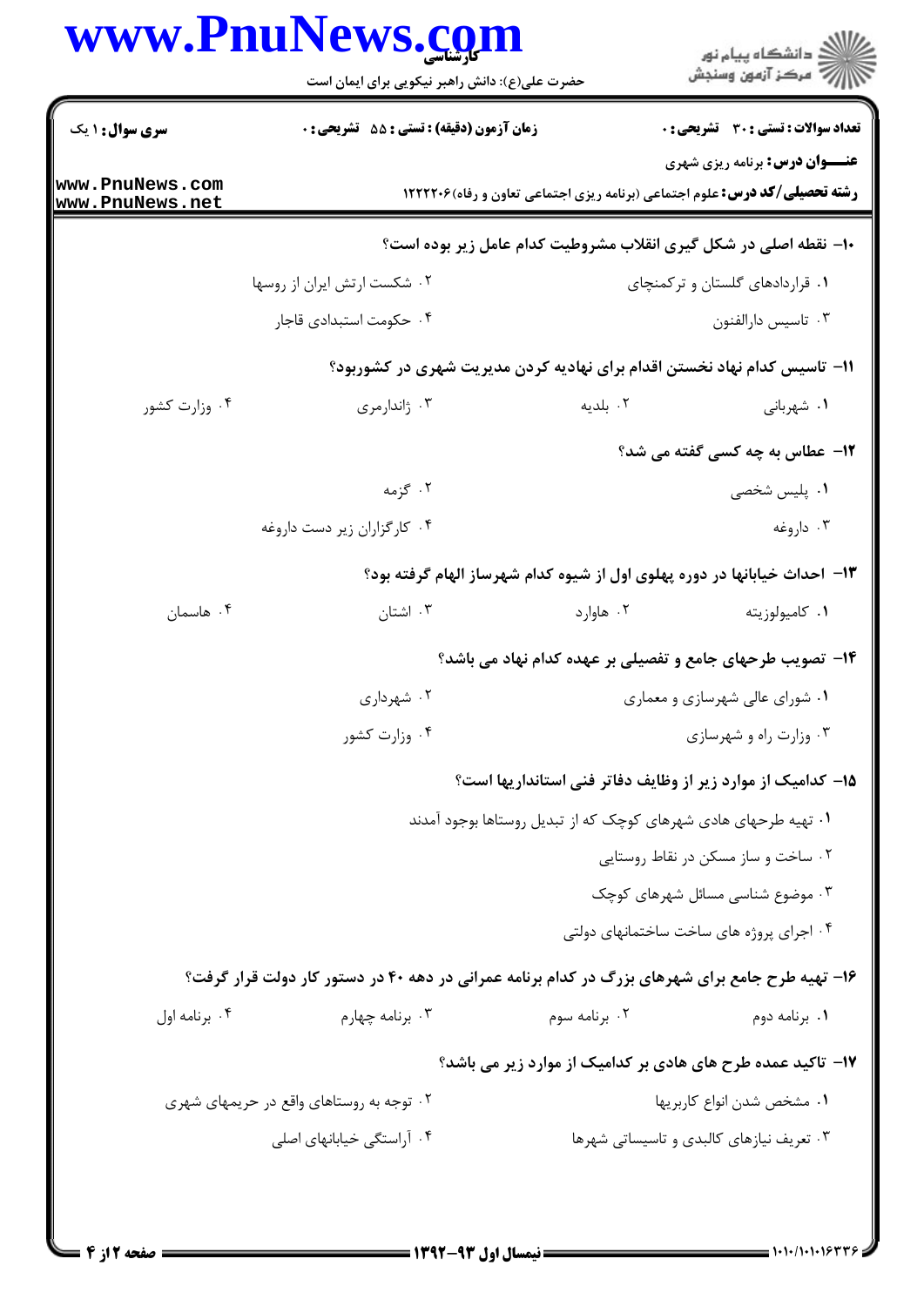**سری سوال:** ۱ یک | **زمان آزمون (دقیقه) : تستی :** ۵۵ **تشریحی :** ۰ | **تعداد سوالات : تستی :** ۳۰ **تشریحی :** ۰

**عنوان درس:** برنامه ریزی شهری

**رشته تحصیلی/کد درس:** علوم اجتماعی (برنامه ریزی اجتماعی تعاون و رفاه)۱۲۲۲۲۰۶

۱۰- نقطه اصلی در شکل گیری انقلاب مشروطیت کدام عامل زیر بوده است؟

۱. قراردادهای گلستان و ترکمنچای
۲. شکست ارتش ایران از روسها
۳. تاسیس دارالفنون
۴. حکومت استبدادی قاجار

۱۱- تاسیس کدام نهاد نخستین اقدام برای نهادیه کردن مدیریت شهری در کشوربود؟

۱. شهربانی
۲. بلدیه
۳. ژاندارمری
۴. وزارت کشور

۱۲- عطاس به چه کسی گفته می شد؟

۱. پلیس شخصی
۲. گزمه
۳. داروغه
۴. کارگزاران زیر دست داروغه

۱۳- احداث خیابانها در دوره پهلوی اول از شیوه کدام شهرساز الهام گرفته بود؟

۱. کامیلوزیته
۲. هاوارد
۳. اشتان
۴. هاسمان

۱۴- تصویب طرحهای جامع و تفصیلی بر عهده کدام نهاد می باشد؟

۱. شورای عالی شهرسازی و معماری
۲. شهرداری
۳. وزارت راه و شهرسازی
۴. وزارت کشور

۱۵- کدامیک از موارد زیر از وظایف دفاتر فنی استانداریها است؟

۱. تهیه طرحهای هادی شهرهای کوچک که از تبدیل روستاها بوجود آمدند
۲. ساخت و ساز مسکن در نقاط روستایی
۳. موضوع شناسی مسائل شهرهای کوچک
۴. اجرای پروژه های ساخت ساختمانهای دولتی

۱۶- تهیه طرح جامع برای شهرهای بزرگ در کدام برنامه عمرانی در دهه ۴۰ در دستور کار دولت قرار گرفت؟

۱. برنامه دوم
۲. برنامه سوم
۳. برنامه چهارم
۴. برنامه اول

۱۷- تاکید عمده طرح های هادی بر کدامیک از موارد زیر می باشد؟

۱. مشخص شدن انواع کاربریها
۲. توجه به روستاهای واقع در حریمهای شهری
۳. تعریف نیازهای کالبدی و تاسیساتی شهرها
۴. آراستگی خیابانهای اصلی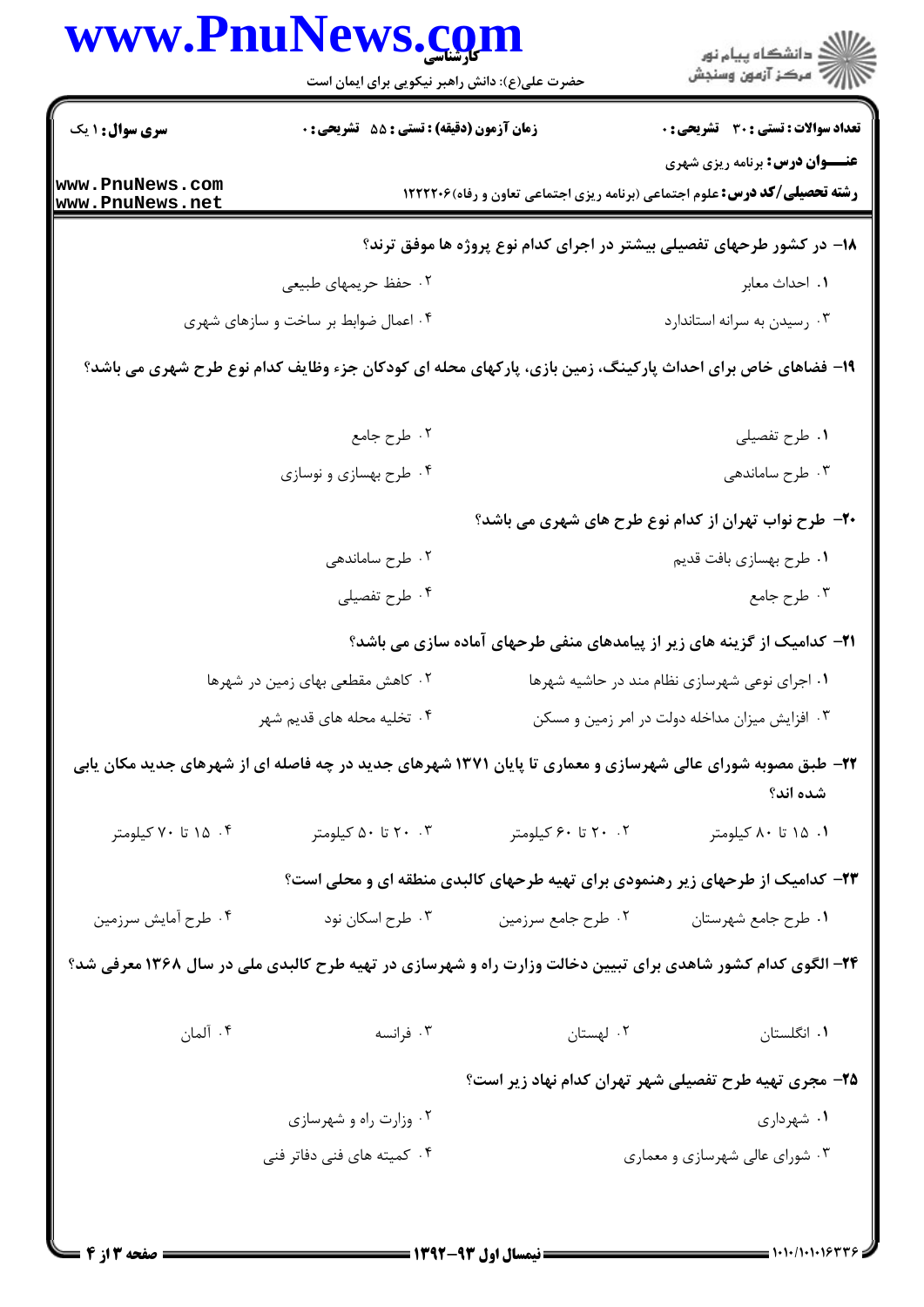**سری سوال:** ۱ یک

**زمان آزمون (دقیقه) : تستی :** ۵۵ **تشریحی :** ۰

**تعداد سوالات : تستی :** ۳۰ **تشریحی :** ۰

**عنـــوان درس:** برنامه ریزی شهری

**رشته تحصیلی/کد درس:** علوم اجتماعی (برنامه ریزی اجتماعی تعاون و رفاه)۱۲۲۲۲۰۶

**۱۸- در کشور طرحهای تفصیلی بیشتر در اجرای کدام نوع پروژه ها موفق ترند؟**

۱. احداث معابر

۲. حفظ حریمهای طبیعی

۳. رسیدن به سرانه استاندارد

۴. اعمال ضوابط بر ساخت و سازهای شهری

**۱۹- فضاهای خاص برای احداث پارکینگ، زمین بازی، پارکهای محله ای کودکان جزء وظایف کدام نوع طرح شهری می باشد؟**

۱. طرح تفصیلی

۲. طرح جامع

۳. طرح ساماندهی

۴. طرح بهسازی و نوسازی

**۲۰- طرح نواب تهران از کدام نوع طرح های شهری می باشد؟**

۱. طرح بهسازی بافت قدیم

۲. طرح ساماندهی

۳. طرح جامع

۴. طرح تفصیلی

**۲۱- کدامیک از گزینه های زیر از پیامدهای منفی طرحهای آماده سازی می باشد؟**

۱. اجرای نوعی شهرسازی نظام مند در حاشیه شهرها

۲. کاهش مقطعی بهای زمین در شهرها

۳. افزایش میزان مداخله دولت در امر زمین و مسکن

۴. تخلیه محله های قدیم شهر

**۲۲- طبق مصوبه شورای عالی شهرسازی و معماری تا پایان ۱۳۷۱ شهرهای جدید در چه فاصله ای از شهرهای جدید مکان یابی شده اند؟**

۱. ۱۵ تا ۸۰ کیلومتر

۲. ۲۰ تا ۶۰ کیلومتر

۳. ۲۰ تا ۵۰ کیلومتر

۴. ۱۵ تا ۷۰ کیلومتر

**۲۳- کدامیک از طرحهای زیر رهنمودی برای تهیه طرحهای کالبدی منطقه ای و محلی است؟**

۱. طرح جامع شهرستان

۲. طرح جامع سرزمین

۳. طرح اسکان نود

۴. طرح آمایش سرزمین

**۲۴- الگوی کدام کشور شاهدی برای تبیین دخالت وزارت راه و شهرسازی در تهیه طرح کالبدی ملی در سال ۱۳۶۸ معرفی شد؟**

۱. انگلستان

۲. لهستان

۳. فرانسه

۴. آلمان

**۲۵- مجری تهیه طرح تفصیلی شهر تهران کدام نهاد زیر است؟**

۱. شهرداری

۲. وزارت راه و شهرسازی

۳. شورای عالی شهرسازی و معماری

۴. کمیته های فنی دفاتر فنی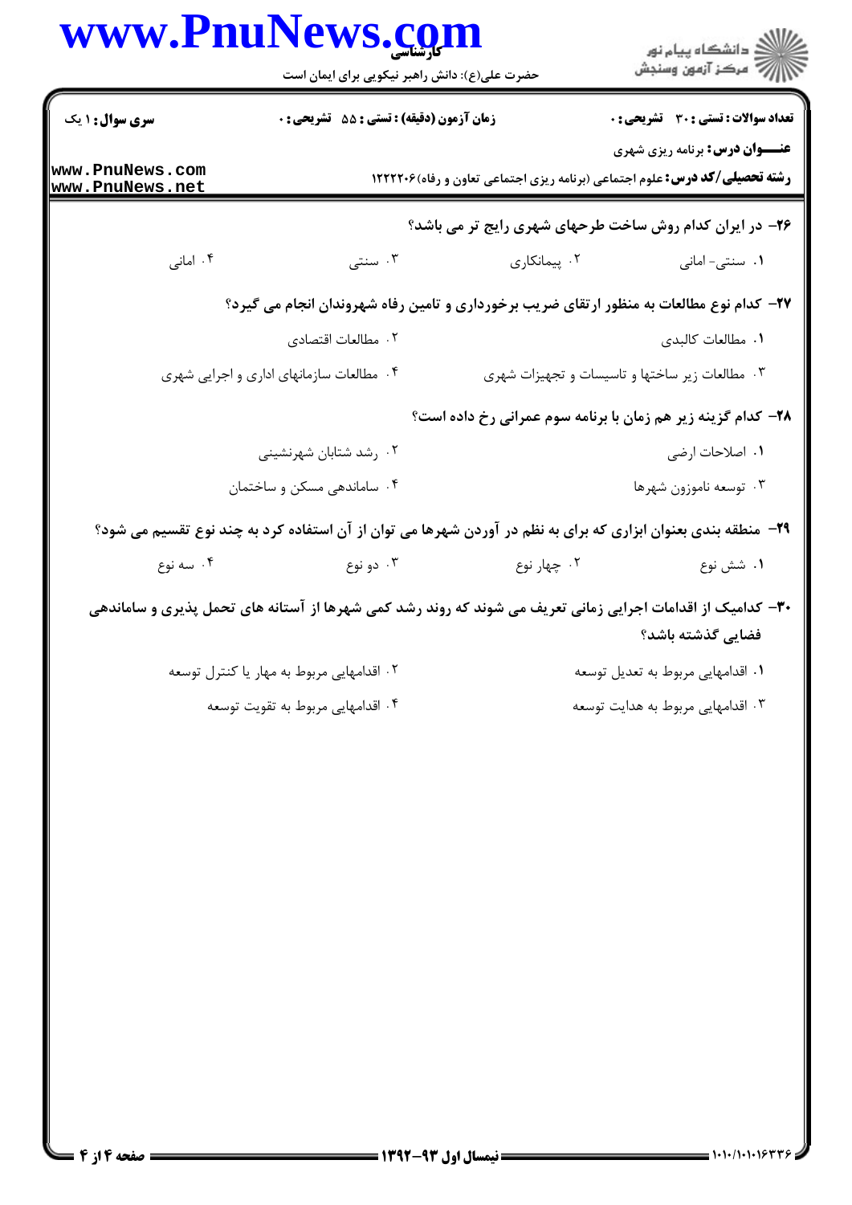**۲۶- در ایران کدام روش ساخت طرحهای شهری رایج تر می باشد؟**

۱. سنتی- امانی
۲. پیمانکاری
۳. سنتی
۴. امانی

**۲۷- کدام نوع مطالعات به منظور ارتقای ضریب برخورداری و تامین رفاه شهروندان انجام می گیرد؟**

۱. مطالعات کالبدی
۲. مطالعات اقتصادی
۳. مطالعات زیر ساختها و تاسیسات و تجهیزات شهری
۴. مطالعات سازمانهای اداری و اجرایی شهری

**۲۸- کدام گزینه زیر هم زمان با برنامه سوم عمرانی رخ داده است؟**

۱. اصلاحات ارضی
۲. رشد شتابان شهرنشینی
۳. توسعه ناموزون شهرها
۴. ساماندهی مسکن و ساختمان

**۲۹- منطقه بندی بعنوان ابزاری که برای به نظم در آوردن شهرها می توان از آن استفاده کرد به چند نوع تقسیم می شود؟**

۱. شش نوع
۲. چهار نوع
۳. دو نوع
۴. سه نوع

**۳۰- کدامیک از اقدامات اجرایی زمانی تعریف می شوند که روند رشد کمی شهرها از آستانه های تحمل پذیری و ساماندهی فضایی گذشته باشد؟**

۱. اقدامهایی مربوط به تعدیل توسعه
۲. اقدامهایی مربوط به مهار یا کنترل توسعه
۳. اقدامهایی مربوط به هدایت توسعه
۴. اقدامهایی مربوط به تقویت توسعه